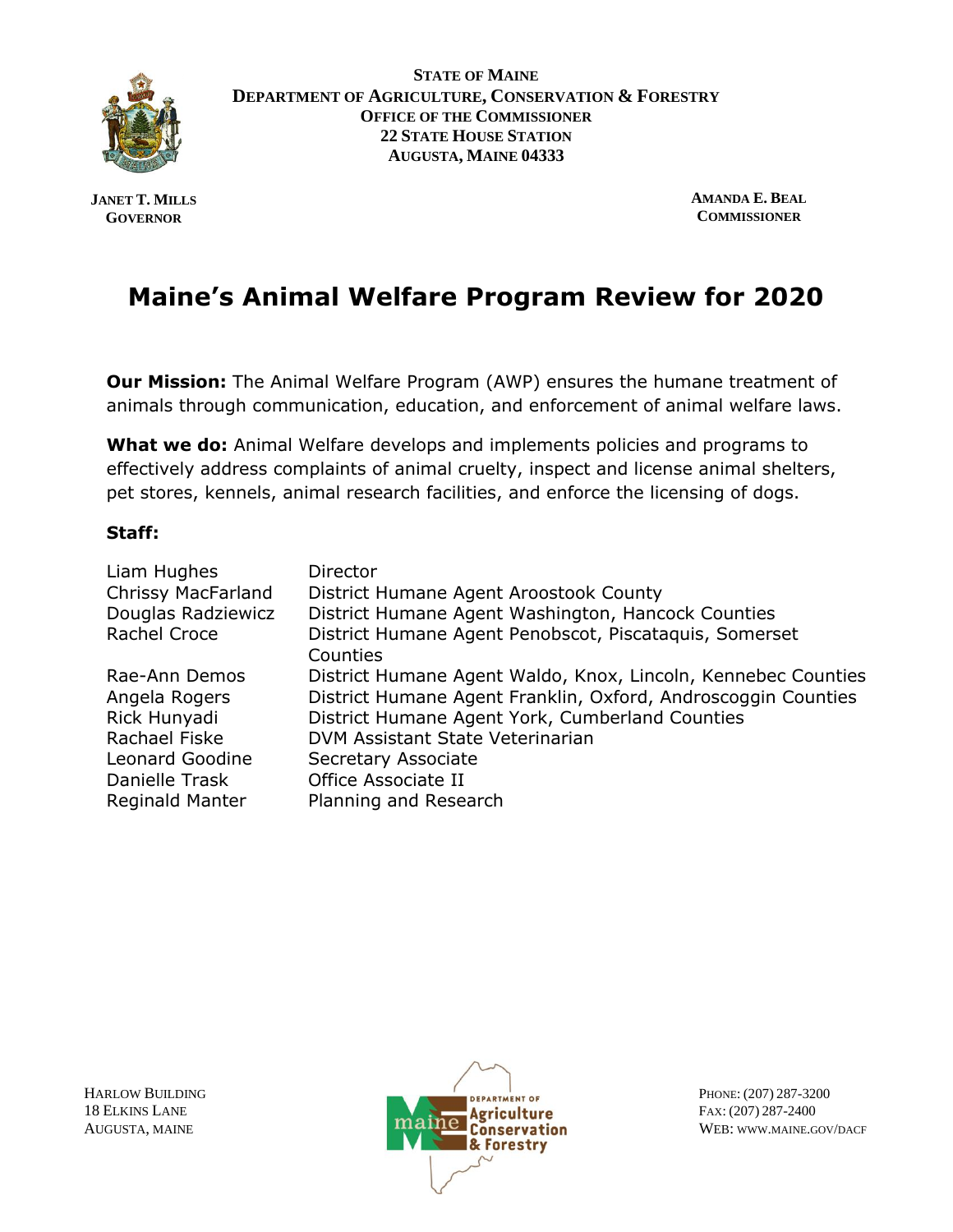**STATE OF MAINE**
**DEPARTMENT OF AGRICULTURE, CONSERVATION & FORESTRY**
**OFFICE OF THE COMMISSIONER**
**22 STATE HOUSE STATION**
**AUGUSTA, MAINE 04333**

**JANET T. MILLS**
**GOVERNOR**

**AMANDA E. BEAL**
**COMMISSIONER**

# Maine's Animal Welfare Program Review for 2020

**Our Mission:** The Animal Welfare Program (AWP) ensures the humane treatment of animals through communication, education, and enforcement of animal welfare laws.

**What we do:** Animal Welfare develops and implements policies and programs to effectively address complaints of animal cruelty, inspect and license animal shelters, pet stores, kennels, animal research facilities, and enforce the licensing of dogs.

**Staff:**

| | |
|---|---|
| Liam Hughes | Director |
| Chrissy MacFarland | District Humane Agent Aroostook County |
| Douglas Radziewicz | District Humane Agent Washington, Hancock Counties |
| Rachel Croce | District Humane Agent Penobscot, Piscataquis, Somerset Counties |
| Rae-Ann Demos | District Humane Agent Waldo, Knox, Lincoln, Kennebec Counties |
| Angela Rogers | District Humane Agent Franklin, Oxford, Androscoggin Counties |
| Rick Hunyadi | District Humane Agent York, Cumberland Counties |
| Rachael Fiske | DVM Assistant State Veterinarian |
| Leonard Goodine | Secretary Associate |
| Danielle Trask | Office Associate II |
| Reginald Manter | Planning and Research |

HARLOW BUILDING
18 ELKINS LANE
AUGUSTA, MAINE

PHONE: (207) 287-3200
FAX: (207) 287-2400
WEB: WWW.MAINE.GOV/DACF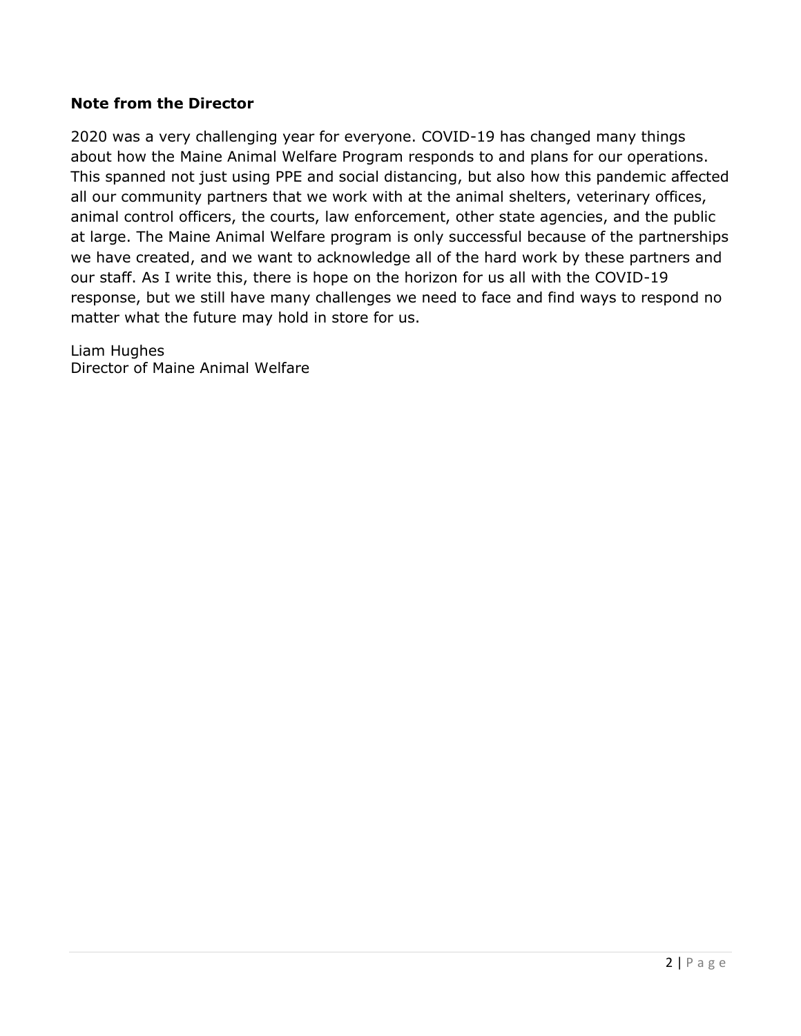## Note from the Director

2020 was a very challenging year for everyone. COVID-19 has changed many things about how the Maine Animal Welfare Program responds to and plans for our operations. This spanned not just using PPE and social distancing, but also how this pandemic affected all our community partners that we work with at the animal shelters, veterinary offices, animal control officers, the courts, law enforcement, other state agencies, and the public at large. The Maine Animal Welfare program is only successful because of the partnerships we have created, and we want to acknowledge all of the hard work by these partners and our staff. As I write this, there is hope on the horizon for us all with the COVID-19 response, but we still have many challenges we need to face and find ways to respond no matter what the future may hold in store for us.

Liam Hughes
Director of Maine Animal Welfare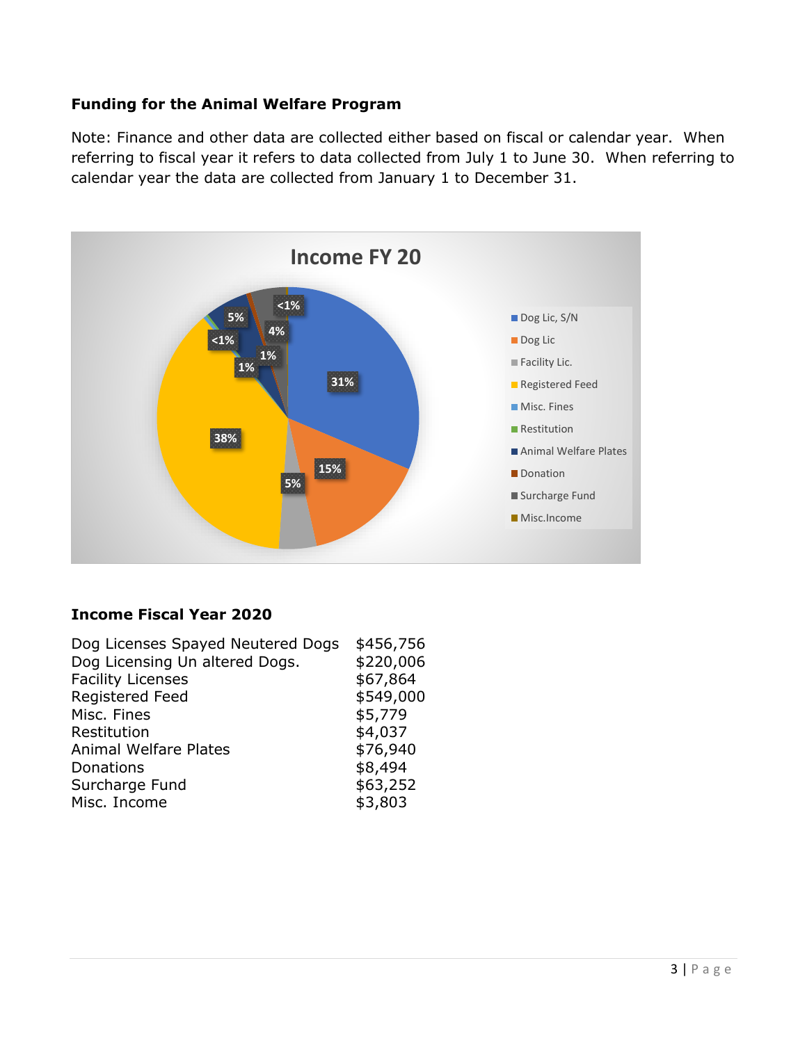**Funding for the Animal Welfare Program**

Note: Finance and other data are collected either based on fiscal or calendar year. When referring to fiscal year it refers to data collected from July 1 to June 30. When referring to calendar year the data are collected from January 1 to December 31.

Income FY 20

| Category | Percent |
| --- | --- |
| Dog Lic, S/N | 31% |
| Dog Lic | 15% |
| Facility Lic. | 5% |
| Registered Feed | 38% |
| Misc. Fines | <1% |
| Restitution | <1% |
| Animal Welfare Plates | 5% |
| Donation | 1% |
| Surcharge Fund | 4% |
| Misc.Income | <1% |

**Income Fiscal Year 2020**

| | |
| --- | --- |
| Dog Licenses Spayed Neutered Dogs | $456,756 |
| Dog Licensing Un altered Dogs. | $220,006 |
| Facility Licenses | $67,864 |
| Registered Feed | $549,000 |
| Misc. Fines | $5,779 |
| Restitution | $4,037 |
| Animal Welfare Plates | $76,940 |
| Donations | $8,494 |
| Surcharge Fund | $63,252 |
| Misc. Income | $3,803 |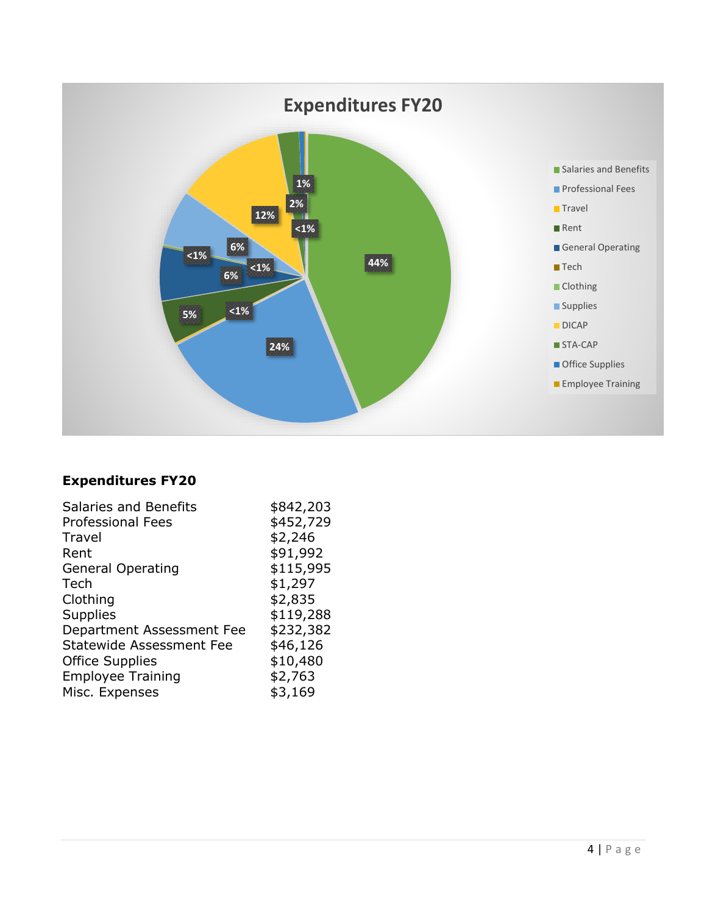## Expenditures FY20

| | |
|---|---|
| Salaries and Benefits | $842,203 |
| Professional Fees | $452,729 |
| Travel | $2,246 |
| Rent | $91,992 |
| General Operating | $115,995 |
| Tech | $1,297 |
| Clothing | $2,835 |
| Supplies | $119,288 |
| Department Assessment Fee | $232,382 |
| Statewide Assessment Fee | $46,126 |
| Office Supplies | $10,480 |
| Employee Training | $2,763 |
| Misc. Expenses | $3,169 |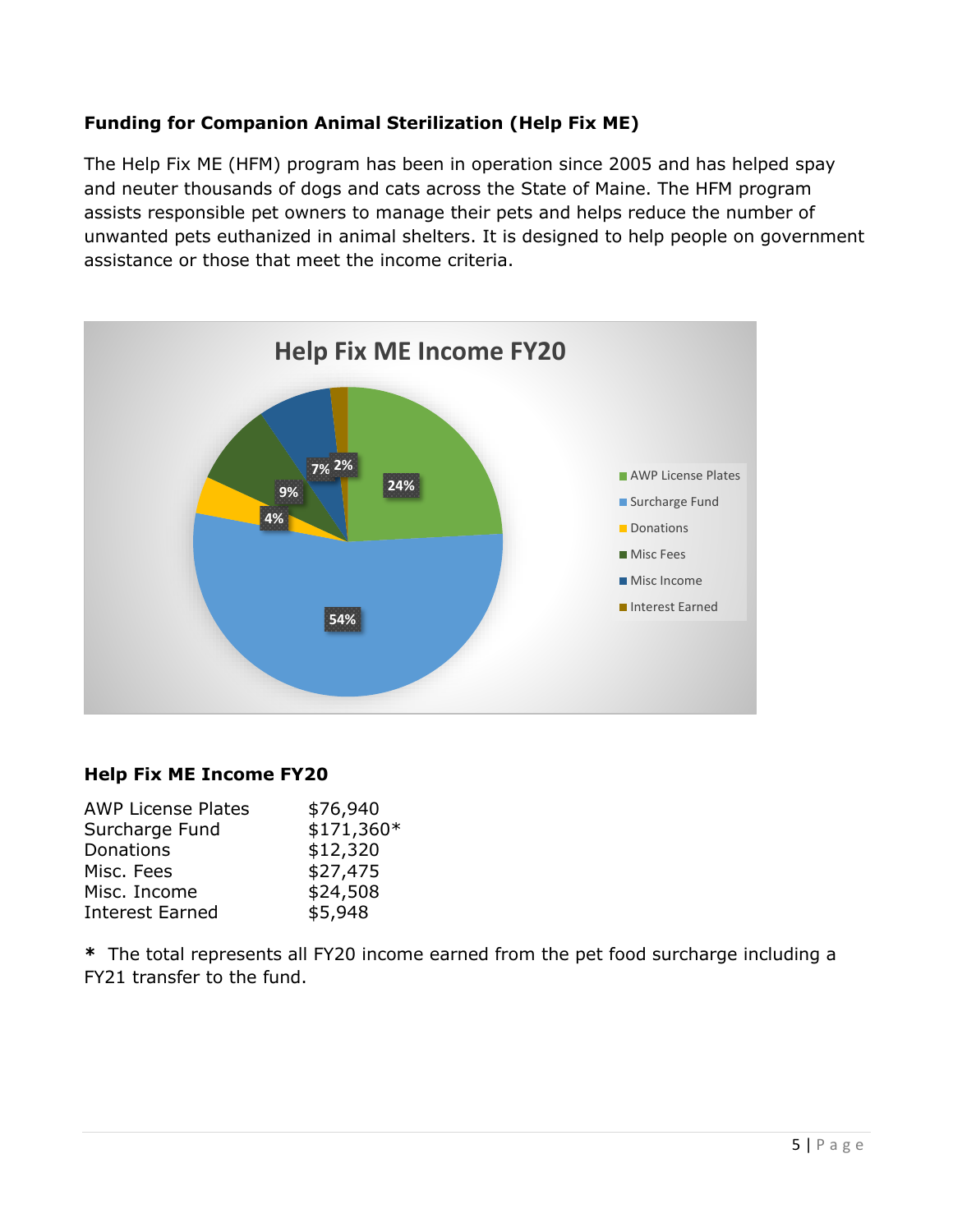**Funding for Companion Animal Sterilization (Help Fix ME)**

The Help Fix ME (HFM) program has been in operation since 2005 and has helped spay and neuter thousands of dogs and cats across the State of Maine. The HFM program assists responsible pet owners to manage their pets and helps reduce the number of unwanted pets euthanized in animal shelters. It is designed to help people on government assistance or those that meet the income criteria.

**Help Fix ME Income FY20**

| | |
|---|---|
| AWP License Plates | $76,940 |
| Surcharge Fund | $171,360* |
| Donations | $12,320 |
| Misc. Fees | $27,475 |
| Misc. Income | $24,508 |
| Interest Earned | $5,948 |

\* The total represents all FY20 income earned from the pet food surcharge including a FY21 transfer to the fund.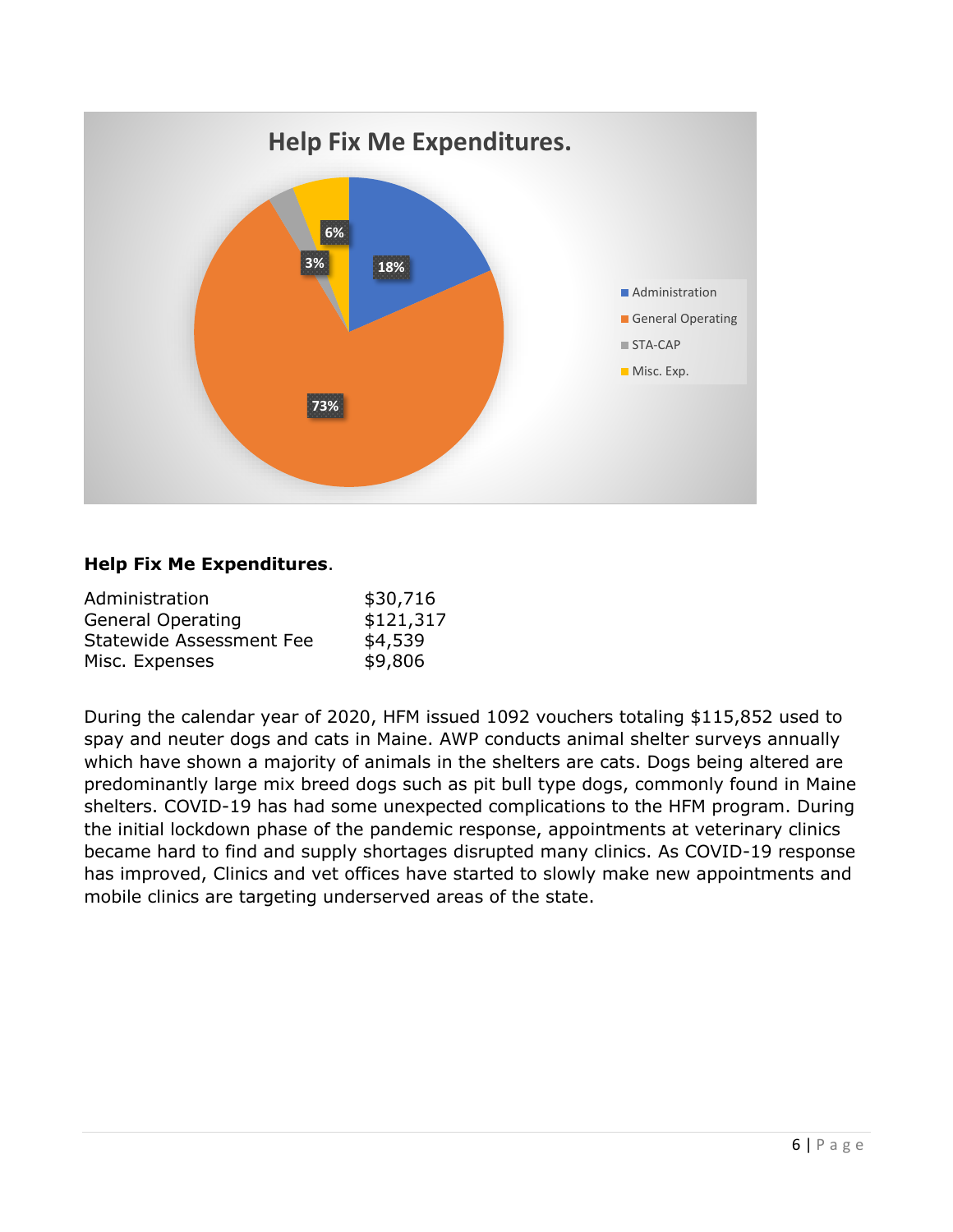**Help Fix Me Expenditures**.

| | |
|---|---|
| Administration | $30,716 |
| General Operating | $121,317 |
| Statewide Assessment Fee | $4,539 |
| Misc. Expenses | $9,806 |

During the calendar year of 2020, HFM issued 1092 vouchers totaling $115,852 used to spay and neuter dogs and cats in Maine. AWP conducts animal shelter surveys annually which have shown a majority of animals in the shelters are cats. Dogs being altered are predominantly large mix breed dogs such as pit bull type dogs, commonly found in Maine shelters. COVID-19 has had some unexpected complications to the HFM program. During the initial lockdown phase of the pandemic response, appointments at veterinary clinics became hard to find and supply shortages disrupted many clinics. As COVID-19 response has improved, Clinics and vet offices have started to slowly make new appointments and mobile clinics are targeting underserved areas of the state.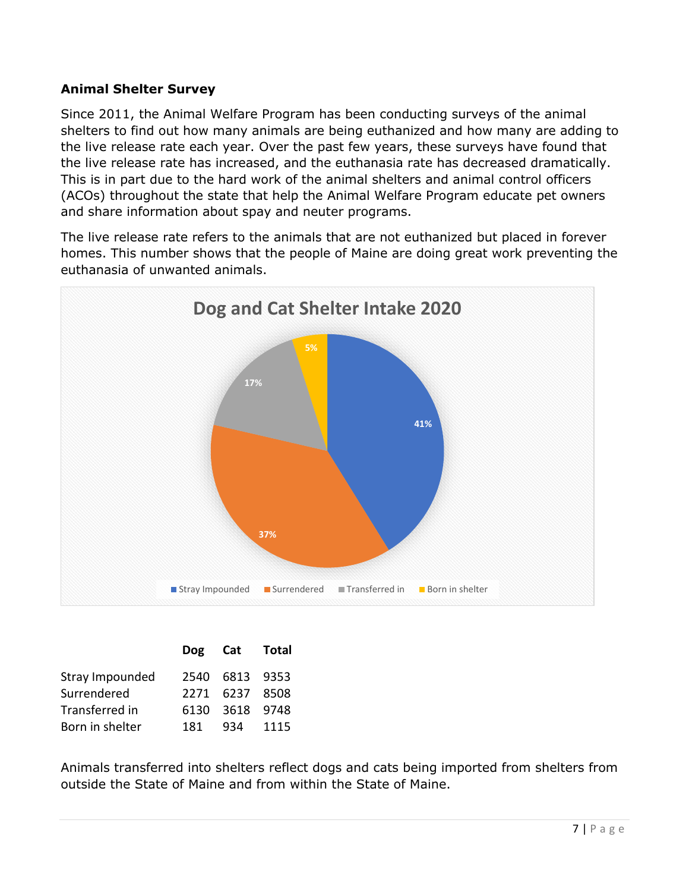**Animal Shelter Survey**

Since 2011, the Animal Welfare Program has been conducting surveys of the animal shelters to find out how many animals are being euthanized and how many are adding to the live release rate each year. Over the past few years, these surveys have found that the live release rate has increased, and the euthanasia rate has decreased dramatically. This is in part due to the hard work of the animal shelters and animal control officers (ACOs) throughout the state that help the Animal Welfare Program educate pet owners and share information about spay and neuter programs.

The live release rate refers to the animals that are not euthanized but placed in forever homes. This number shows that the people of Maine are doing great work preventing the euthanasia of unwanted animals.

**Dog and Cat Shelter Intake 2020**

| Category | Percentage |
|---|---|
| Stray Impounded | 41% |
| Surrendered | 37% |
| Transferred in | 17% |
| Born in shelter | 5% |

| | Dog | Cat | Total |
|---|---|---|---|
| Stray Impounded | 2540 | 6813 | 9353 |
| Surrendered | 2271 | 6237 | 8508 |
| Transferred in | 6130 | 3618 | 9748 |
| Born in shelter | 181 | 934 | 1115 |

Animals transferred into shelters reflect dogs and cats being imported from shelters from outside the State of Maine and from within the State of Maine.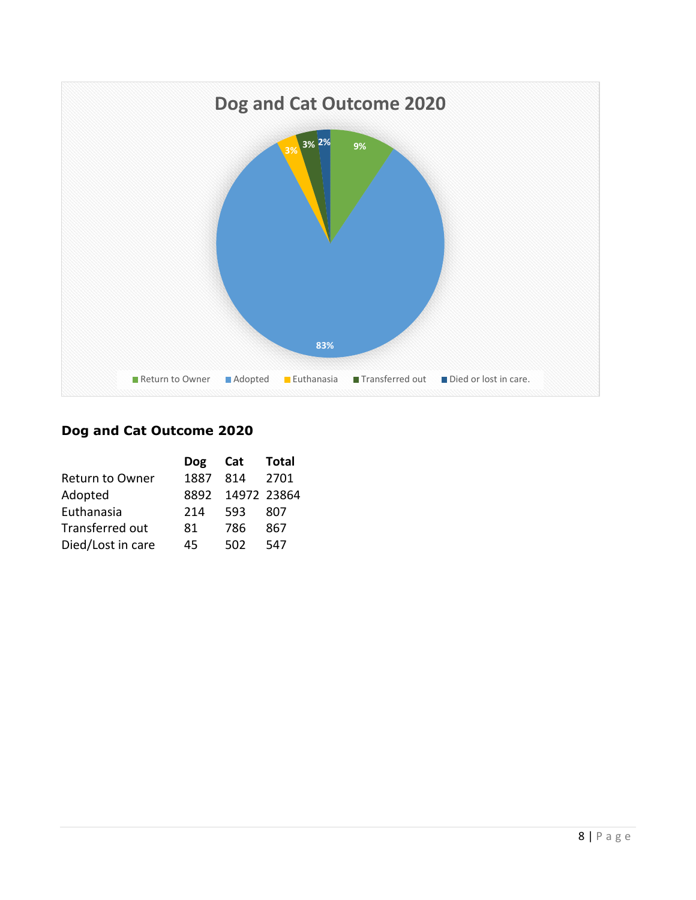Dog and Cat Outcome 2020

9%

83%

3%

3%

2%

Return to Owner   Adopted   Euthanasia   Transferred out   Died or lost in care.

**Dog and Cat Outcome 2020**

| | Dog | Cat | Total |
|---|---|---|---|
| Return to Owner | 1887 | 814 | 2701 |
| Adopted | 8892 | 14972 | 23864 |
| Euthanasia | 214 | 593 | 807 |
| Transferred out | 81 | 786 | 867 |
| Died/Lost in care | 45 | 502 | 547 |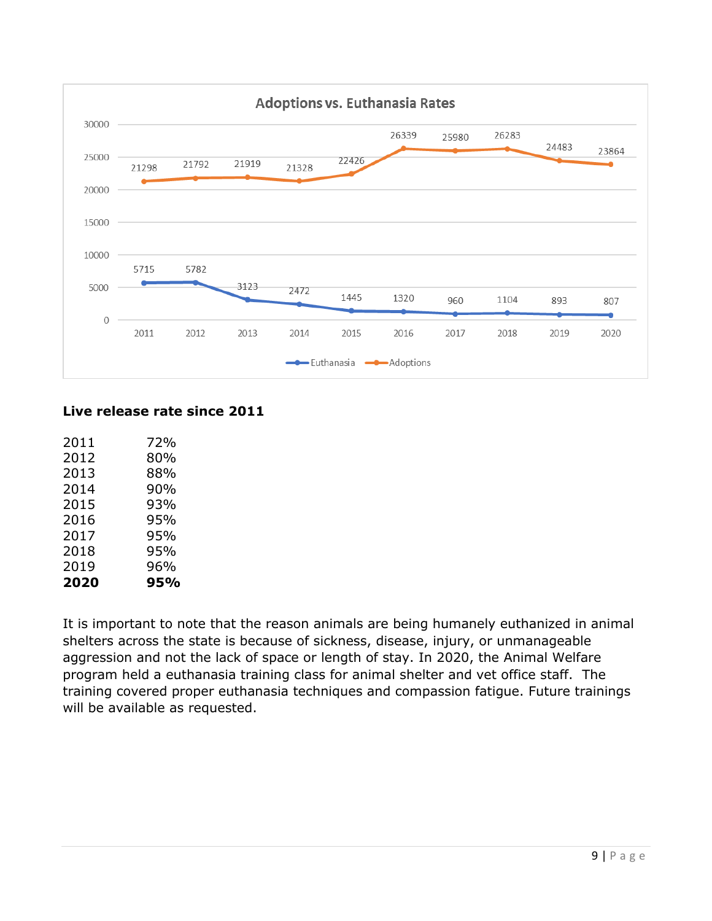**Adoptions vs. Euthanasia Rates**

| Year | Euthanasia | Adoptions |
|---|---|---|
| 2011 | 5715 | 21298 |
| 2012 | 5782 | 21792 |
| 2013 | 3123 | 21919 |
| 2014 | 2472 | 21328 |
| 2015 | 1445 | 22426 |
| 2016 | 1320 | 26339 |
| 2017 | 960 | 25980 |
| 2018 | 1104 | 26283 |
| 2019 | 893 | 24483 |
| 2020 | 807 | 23864 |

**Live release rate since 2011**

| | |
|---|---|
| 2011 | 72% |
| 2012 | 80% |
| 2013 | 88% |
| 2014 | 90% |
| 2015 | 93% |
| 2016 | 95% |
| 2017 | 95% |
| 2018 | 95% |
| 2019 | 96% |
| **2020** | **95%** |

It is important to note that the reason animals are being humanely euthanized in animal shelters across the state is because of sickness, disease, injury, or unmanageable aggression and not the lack of space or length of stay. In 2020, the Animal Welfare program held a euthanasia training class for animal shelter and vet office staff. The training covered proper euthanasia techniques and compassion fatigue. Future trainings will be available as requested.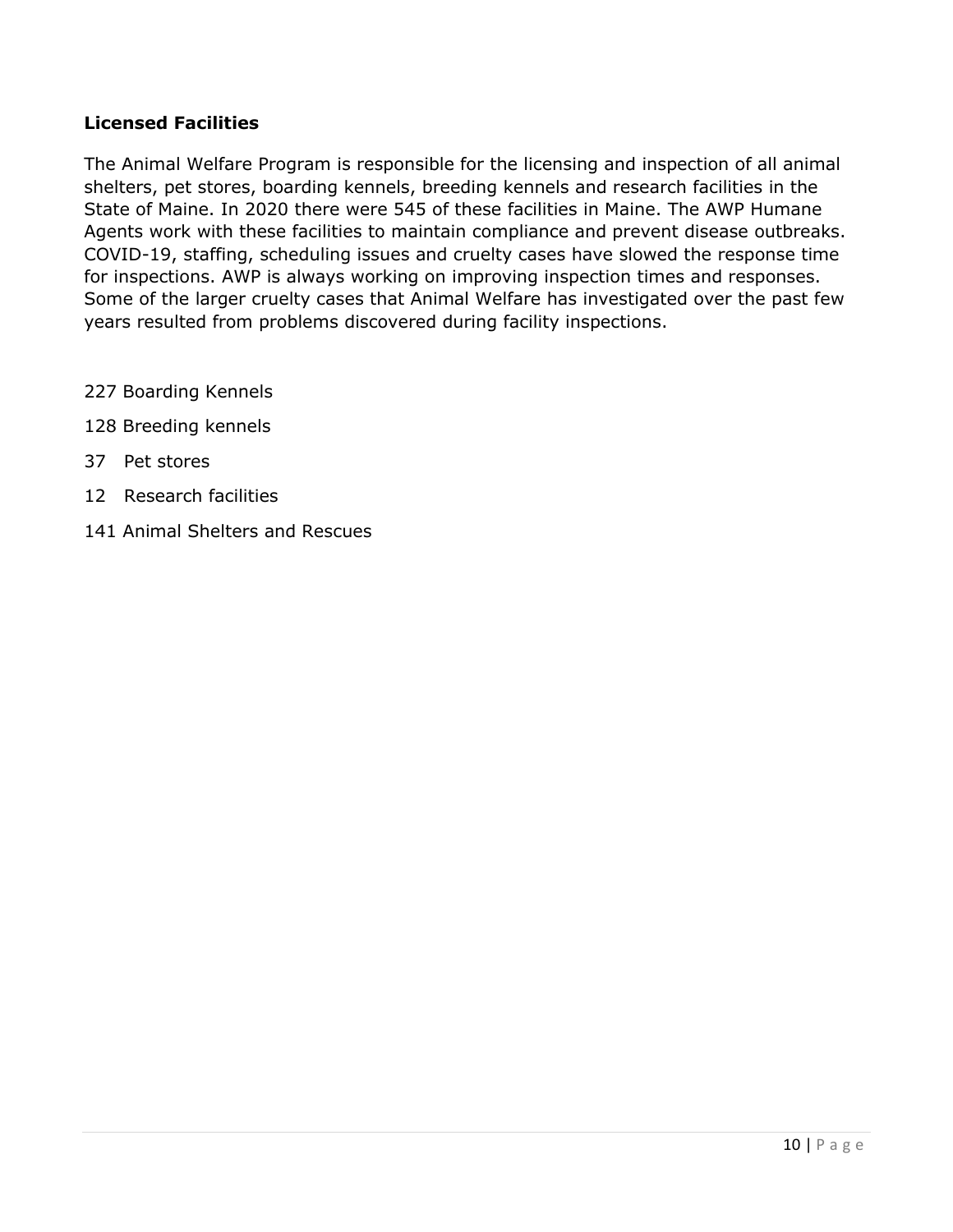**Licensed Facilities**

The Animal Welfare Program is responsible for the licensing and inspection of all animal shelters, pet stores, boarding kennels, breeding kennels and research facilities in the State of Maine. In 2020 there were 545 of these facilities in Maine. The AWP Humane Agents work with these facilities to maintain compliance and prevent disease outbreaks. COVID-19, staffing, scheduling issues and cruelty cases have slowed the response time for inspections. AWP is always working on improving inspection times and responses. Some of the larger cruelty cases that Animal Welfare has investigated over the past few years resulted from problems discovered during facility inspections.

227 Boarding Kennels

128 Breeding kennels

37 Pet stores

12 Research facilities

141 Animal Shelters and Rescues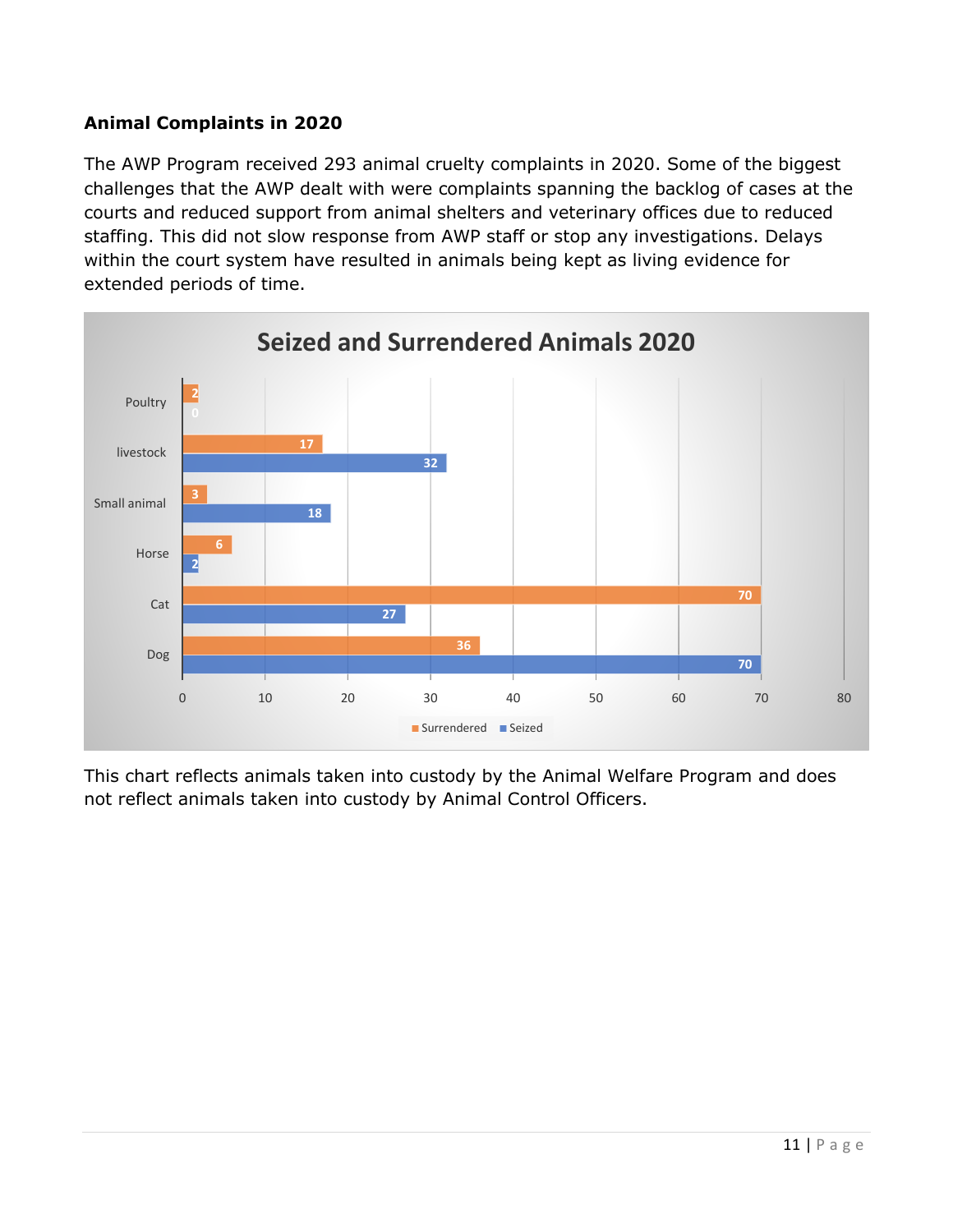**Animal Complaints in 2020**

The AWP Program received 293 animal cruelty complaints in 2020. Some of the biggest challenges that the AWP dealt with were complaints spanning the backlog of cases at the courts and reduced support from animal shelters and veterinary offices due to reduced staffing. This did not slow response from AWP staff or stop any investigations. Delays within the court system have resulted in animals being kept as living evidence for extended periods of time.

**Seized and Surrendered Animals 2020**

| | Surrendered | Seized |
|---|---|---|
| Poultry | 2 | 0 |
| livestock | 17 | 32 |
| Small animal | 3 | 18 |
| Horse | 6 | 2 |
| Cat | 70 | 27 |
| Dog | 36 | 70 |

This chart reflects animals taken into custody by the Animal Welfare Program and does not reflect animals taken into custody by Animal Control Officers.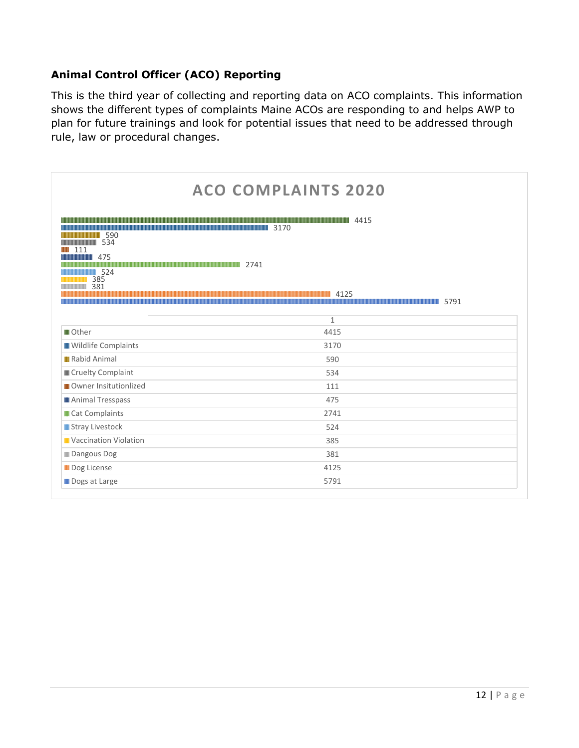### Animal Control Officer (ACO) Reporting

This is the third year of collecting and reporting data on ACO complaints. This information shows the different types of complaints Maine ACOs are responding to and helps AWP to plan for future trainings and look for potential issues that need to be addressed through rule, law or procedural changes.

**ACO COMPLAINTS 2020**

| | 1 |
|---|---|
| Other | 4415 |
| Wildlife Complaints | 3170 |
| Rabid Animal | 590 |
| Cruelty Complaint | 534 |
| Owner Insitutionlized | 111 |
| Animal Tresspass | 475 |
| Cat Complaints | 2741 |
| Stray Livestock | 524 |
| Vaccination Violation | 385 |
| Dangous Dog | 381 |
| Dog License | 4125 |
| Dogs at Large | 5791 |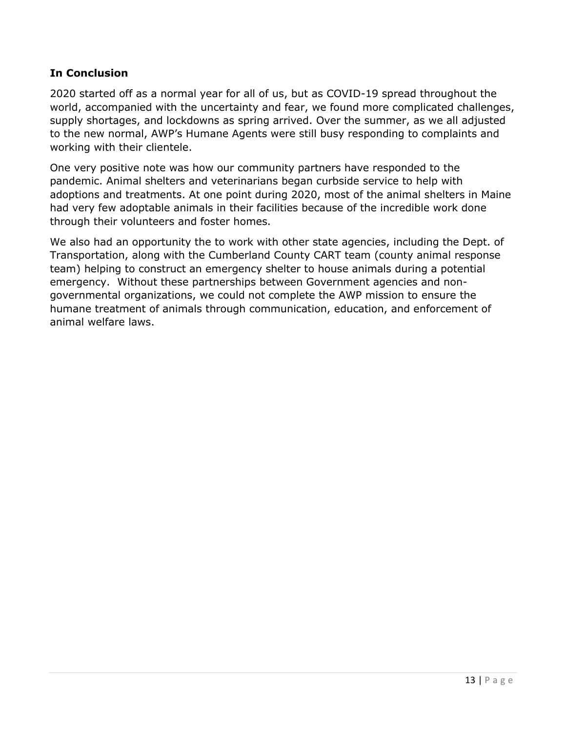## In Conclusion

2020 started off as a normal year for all of us, but as COVID-19 spread throughout the world, accompanied with the uncertainty and fear, we found more complicated challenges, supply shortages, and lockdowns as spring arrived. Over the summer, as we all adjusted to the new normal, AWP's Humane Agents were still busy responding to complaints and working with their clientele.

One very positive note was how our community partners have responded to the pandemic. Animal shelters and veterinarians began curbside service to help with adoptions and treatments. At one point during 2020, most of the animal shelters in Maine had very few adoptable animals in their facilities because of the incredible work done through their volunteers and foster homes.

We also had an opportunity the to work with other state agencies, including the Dept. of Transportation, along with the Cumberland County CART team (county animal response team) helping to construct an emergency shelter to house animals during a potential emergency. Without these partnerships between Government agencies and non-governmental organizations, we could not complete the AWP mission to ensure the humane treatment of animals through communication, education, and enforcement of animal welfare laws.